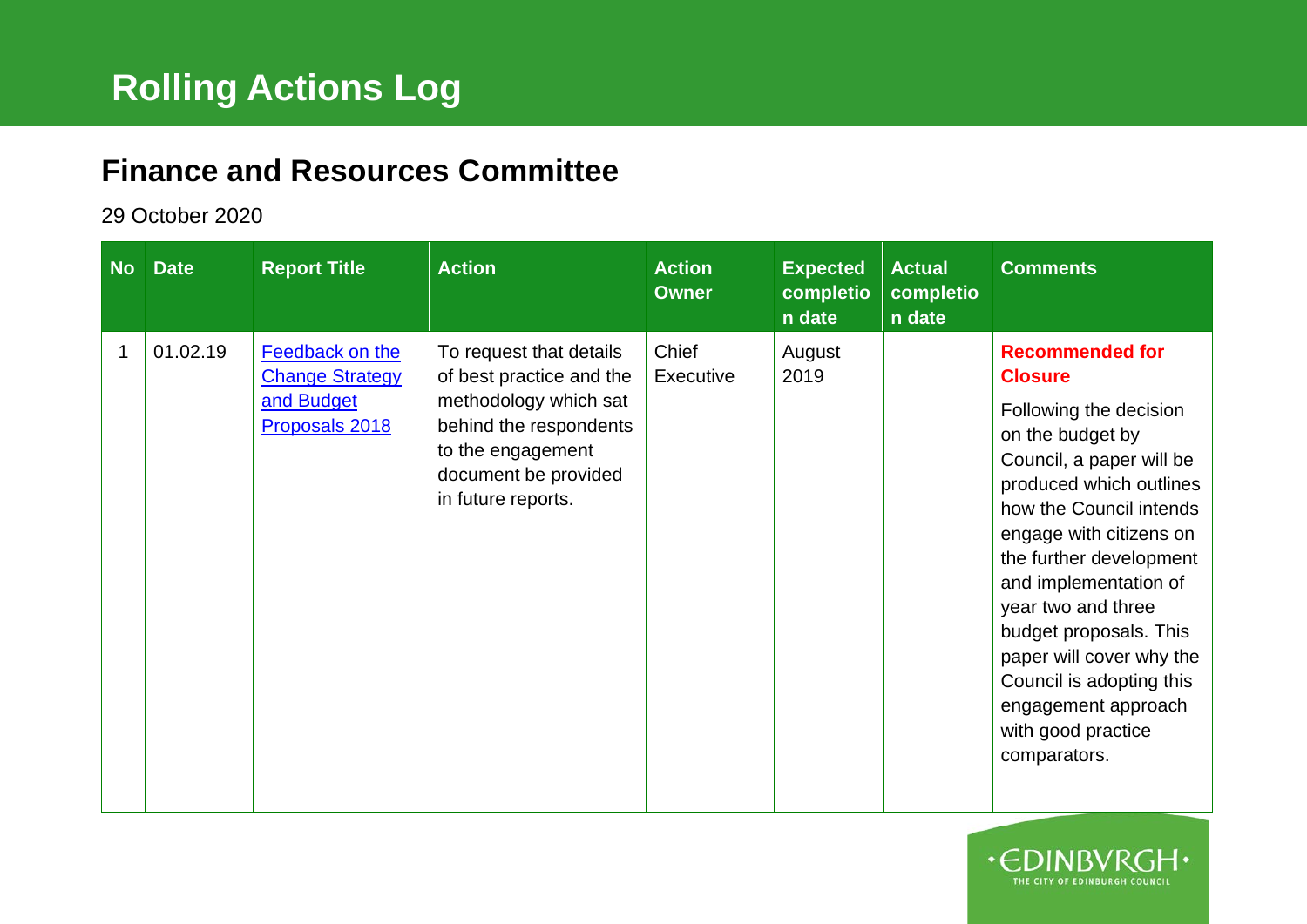# Rolling Actions Log

## Finance and Resources Committee

29 October 2020

| No | Date | Report Title | Action | Action Owner | Expected completion date | Actual completion date | Comments |
|---|---|---|---|---|---|---|---|
| 1 | 01.02.19 | Feedback on the Change Strategy and Budget Proposals 2018 | To request that details of best practice and the methodology which sat behind the respondents to the engagement document be provided in future reports. | Chief Executive | August 2019 | | **Recommended for Closure** Following the decision on the budget by Council, a paper will be produced which outlines how the Council intends engage with citizens on the further development and implementation of year two and three budget proposals. This paper will cover why the Council is adopting this engagement approach with good practice comparators. |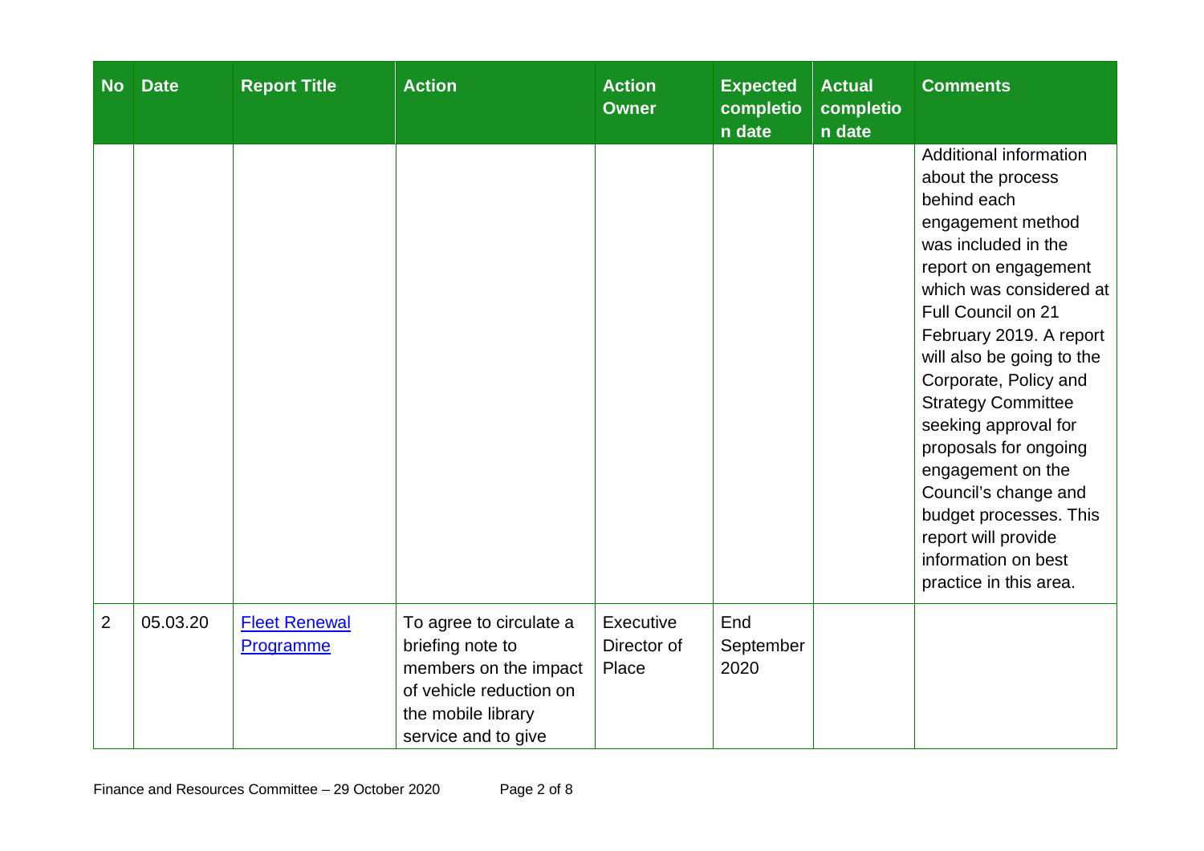| No | Date | Report Title | Action | Action Owner | Expected completion date | Actual completion date | Comments |
|---|---|---|---|---|---|---|---|
| | | | | | | | Additional information about the process behind each engagement method was included in the report on engagement which was considered at Full Council on 21 February 2019. A report will also be going to the Corporate, Policy and Strategy Committee seeking approval for proposals for ongoing engagement on the Council's change and budget processes. This report will provide information on best practice in this area. |
| 2 | 05.03.20 | Fleet Renewal Programme | To agree to circulate a briefing note to members on the impact of vehicle reduction on the mobile library service and to give | Executive Director of Place | End September 2020 | | |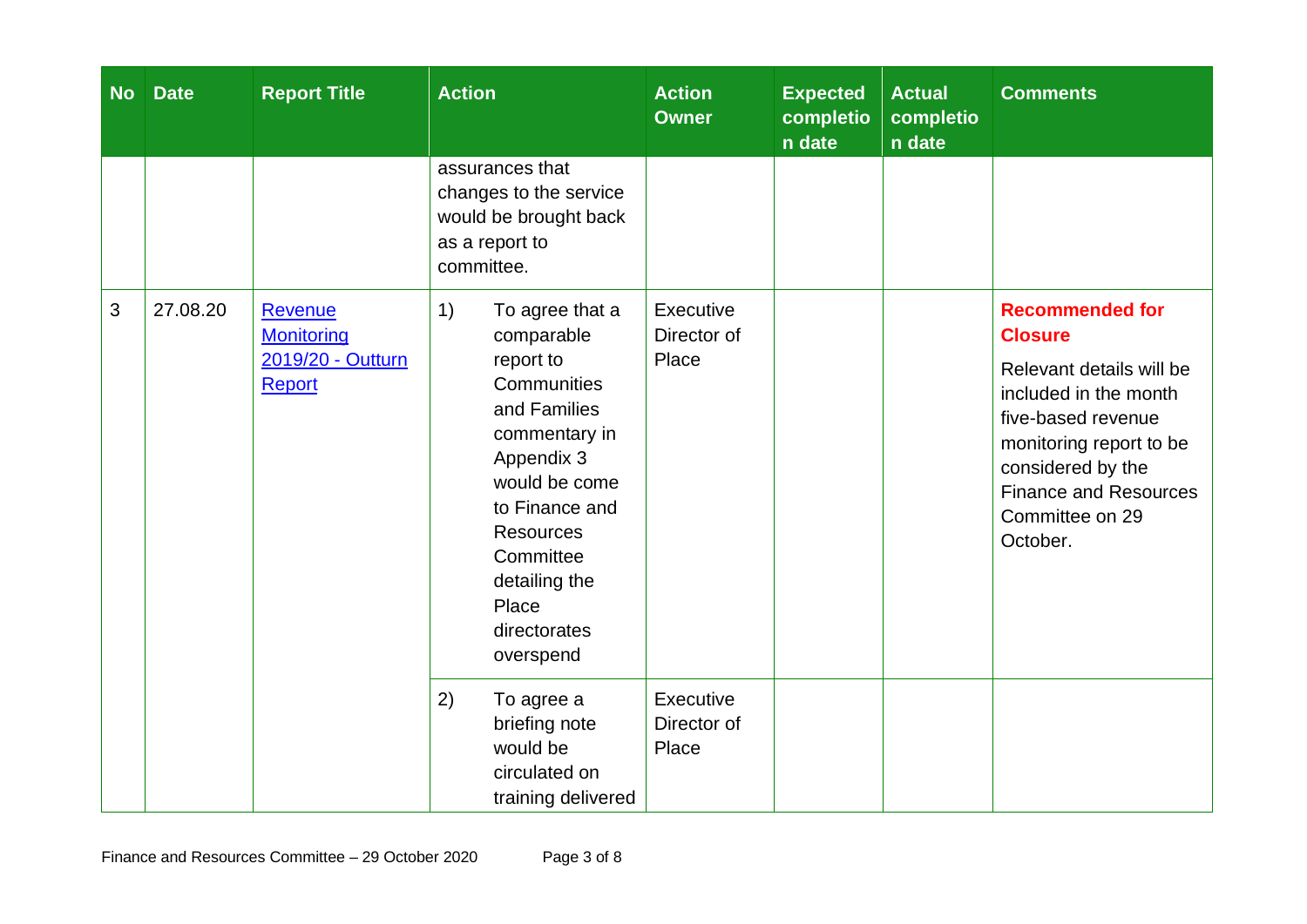| No | Date | Report Title | Action | Action Owner | Expected completion date | Actual completion date | Comments |
|---|---|---|---|---|---|---|---|
| | | | assurances that changes to the service would be brought back as a report to committee. | | | | |
| 3 | 27.08.20 | [Revenue Monitoring 2019/20 - Outturn Report]() | 1) To agree that a comparable report to Communities and Families commentary in Appendix 3 would be come to Finance and Resources Committee detailing the Place directorates overspend | Executive Director of Place | | | **Recommended for Closure** Relevant details will be included in the month five-based revenue monitoring report to be considered by the Finance and Resources Committee on 29 October. |
| | | | 2) To agree a briefing note would be circulated on training delivered | Executive Director of Place | | | |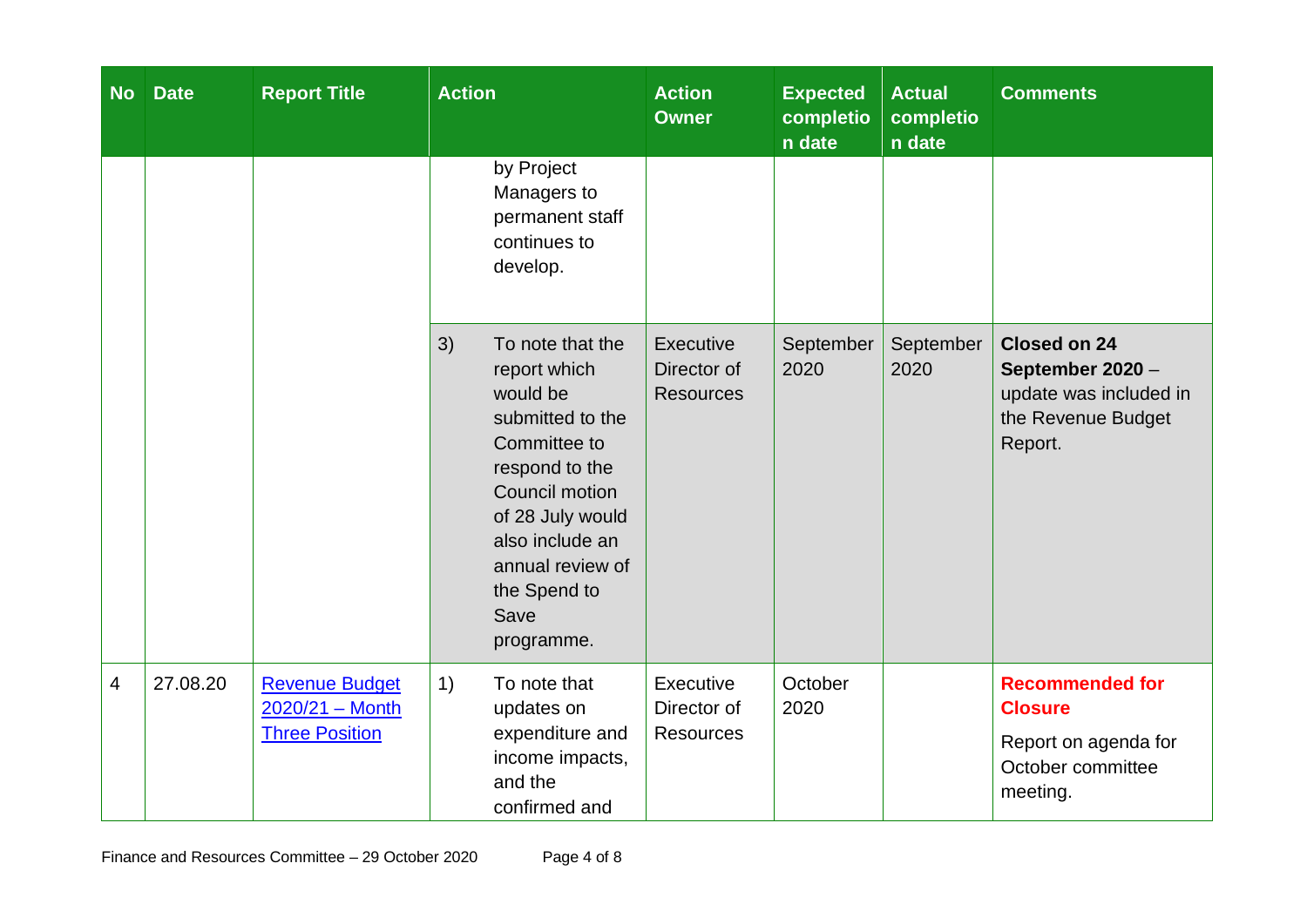| No | Date | Report Title | Action | Action Owner | Expected completion date | Actual completion date | Comments |
|---|---|---|---|---|---|---|---|
| | | | by Project Managers to permanent staff continues to develop. | | | | |
| | | | 3) To note that the report which would be submitted to the Committee to respond to the Council motion of 28 July would also include an annual review of the Spend to Save programme. | Executive Director of Resources | September 2020 | September 2020 | **Closed on 24 September 2020** – update was included in the Revenue Budget Report. |
| 4 | 27.08.20 | Revenue Budget 2020/21 – Month Three Position | 1) To note that updates on expenditure and income impacts, and the confirmed and | Executive Director of Resources | October 2020 | | **Recommended for Closure**<br><br>Report on agenda for October committee meeting. |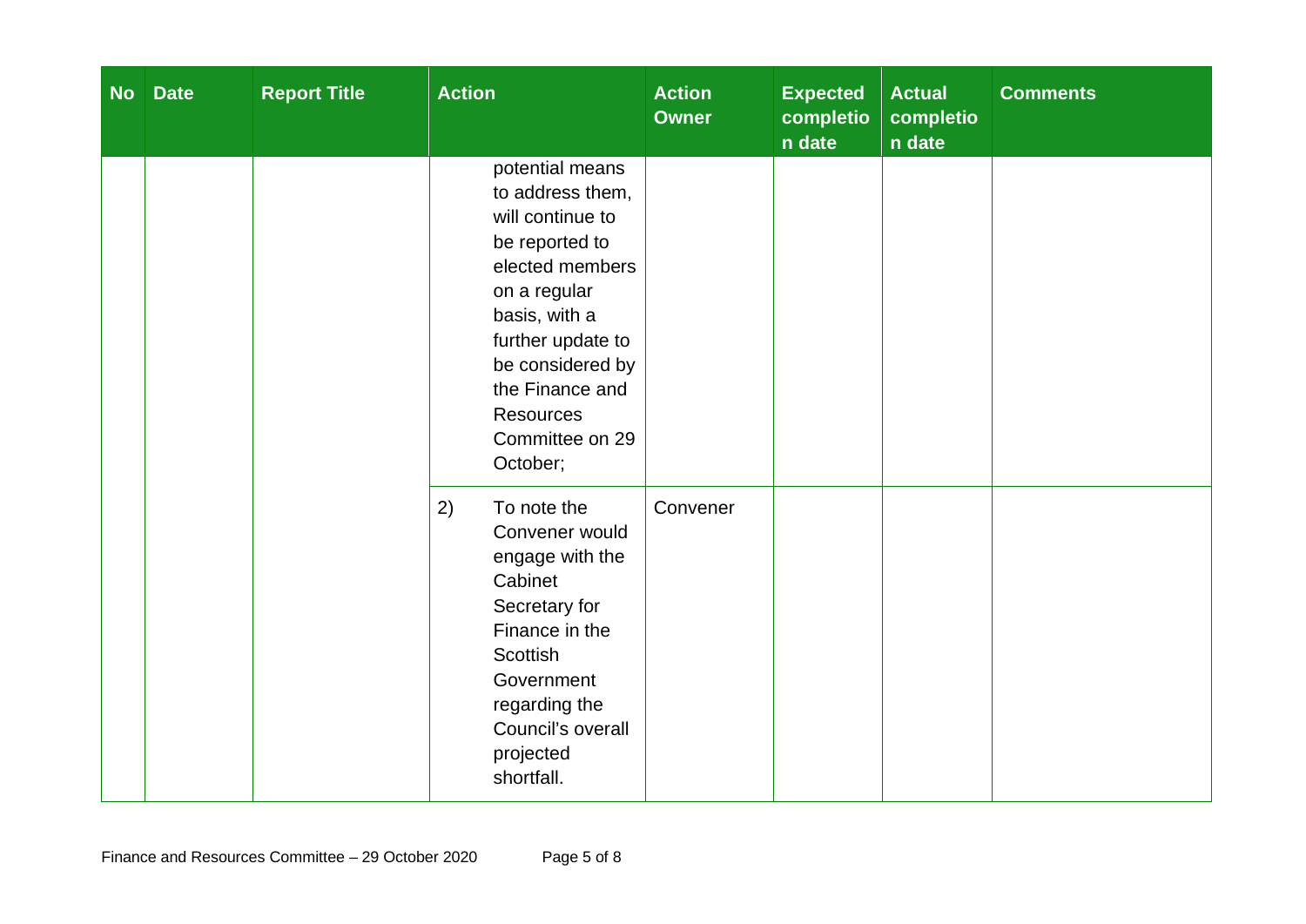| No | Date | Report Title | Action | Action Owner | Expected completion date | Actual completion date | Comments |
|---|---|---|---|---|---|---|---|
| | | | potential means to address them, will continue to be reported to elected members on a regular basis, with a further update to be considered by the Finance and Resources Committee on 29 October; | | | | |
| | | | 2) To note the Convener would engage with the Cabinet Secretary for Finance in the Scottish Government regarding the Council's overall projected shortfall. | Convener | | | |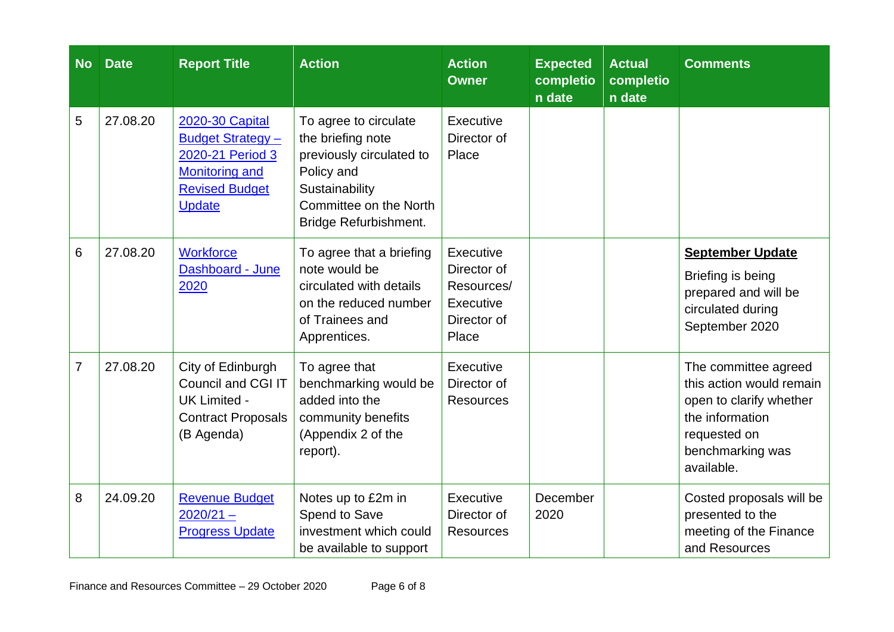| No | Date | Report Title | Action | Action Owner | Expected completion date | Actual completion date | Comments |
|---|---|---|---|---|---|---|---|
| 5 | 27.08.20 | 2020-30 Capital Budget Strategy – 2020-21 Period 3 Monitoring and Revised Budget Update | To agree to circulate the briefing note previously circulated to Policy and Sustainability Committee on the North Bridge Refurbishment. | Executive Director of Place | | | |
| 6 | 27.08.20 | Workforce Dashboard - June 2020 | To agree that a briefing note would be circulated with details on the reduced number of Trainees and Apprentices. | Executive Director of Resources/ Executive Director of Place | | | **September Update** Briefing is being prepared and will be circulated during September 2020 |
| 7 | 27.08.20 | City of Edinburgh Council and CGI IT UK Limited - Contract Proposals (B Agenda) | To agree that benchmarking would be added into the community benefits (Appendix 2 of the report). | Executive Director of Resources | | | The committee agreed this action would remain open to clarify whether the information requested on benchmarking was available. |
| 8 | 24.09.20 | Revenue Budget 2020/21 – Progress Update | Notes up to £2m in Spend to Save investment which could be available to support | Executive Director of Resources | December 2020 | | Costed proposals will be presented to the meeting of the Finance and Resources |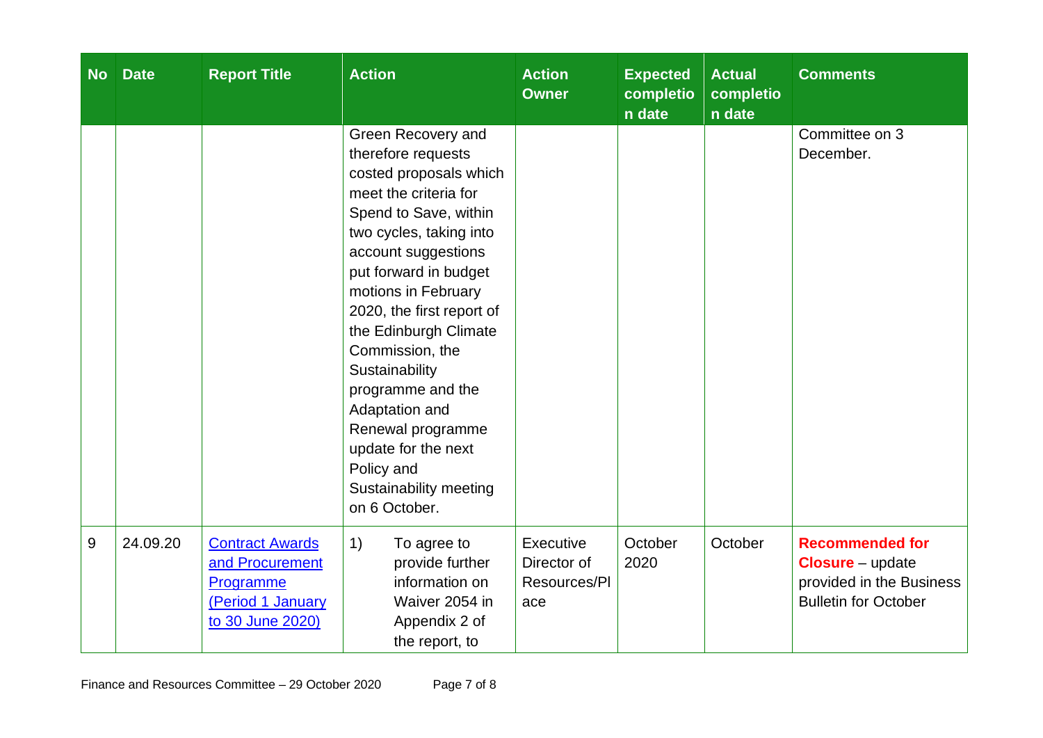| No | Date | Report Title | Action | Action Owner | Expected completion date | Actual completion date | Comments |
|---|---|---|---|---|---|---|---|
| | | | Green Recovery and therefore requests costed proposals which meet the criteria for Spend to Save, within two cycles, taking into account suggestions put forward in budget motions in February 2020, the first report of the Edinburgh Climate Commission, the Sustainability programme and the Adaptation and Renewal programme update for the next Policy and Sustainability meeting on 6 October. | | | | Committee on 3 December. |
| 9 | 24.09.20 | [Contract Awards and Procurement Programme (Period 1 January to 30 June 2020)]() | 1) To agree to provide further information on Waiver 2054 in Appendix 2 of the report, to | Executive Director of Resources/Place | October 2020 | October | **Recommended for Closure** – update provided in the Business Bulletin for October |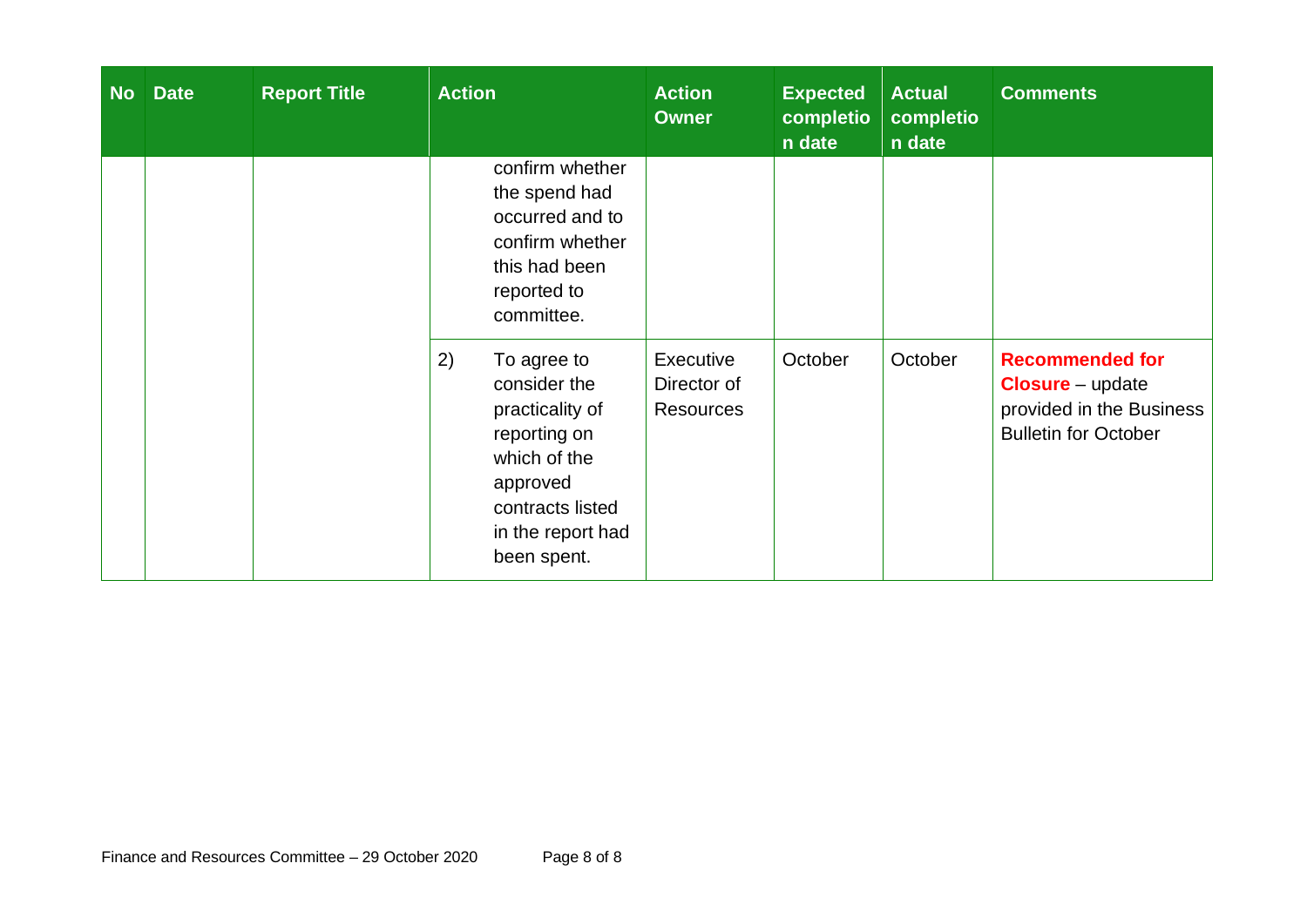| No | Date | Report Title | Action | Action Owner | Expected completion date | Actual completion date | Comments |
|---|---|---|---|---|---|---|---|
| | | | confirm whether the spend had occurred and to confirm whether this had been reported to committee. | | | | |
| | | | 2) To agree to consider the practicality of reporting on which of the approved contracts listed in the report had been spent. | Executive Director of Resources | October | October | **Recommended for Closure** – update provided in the Business Bulletin for October |